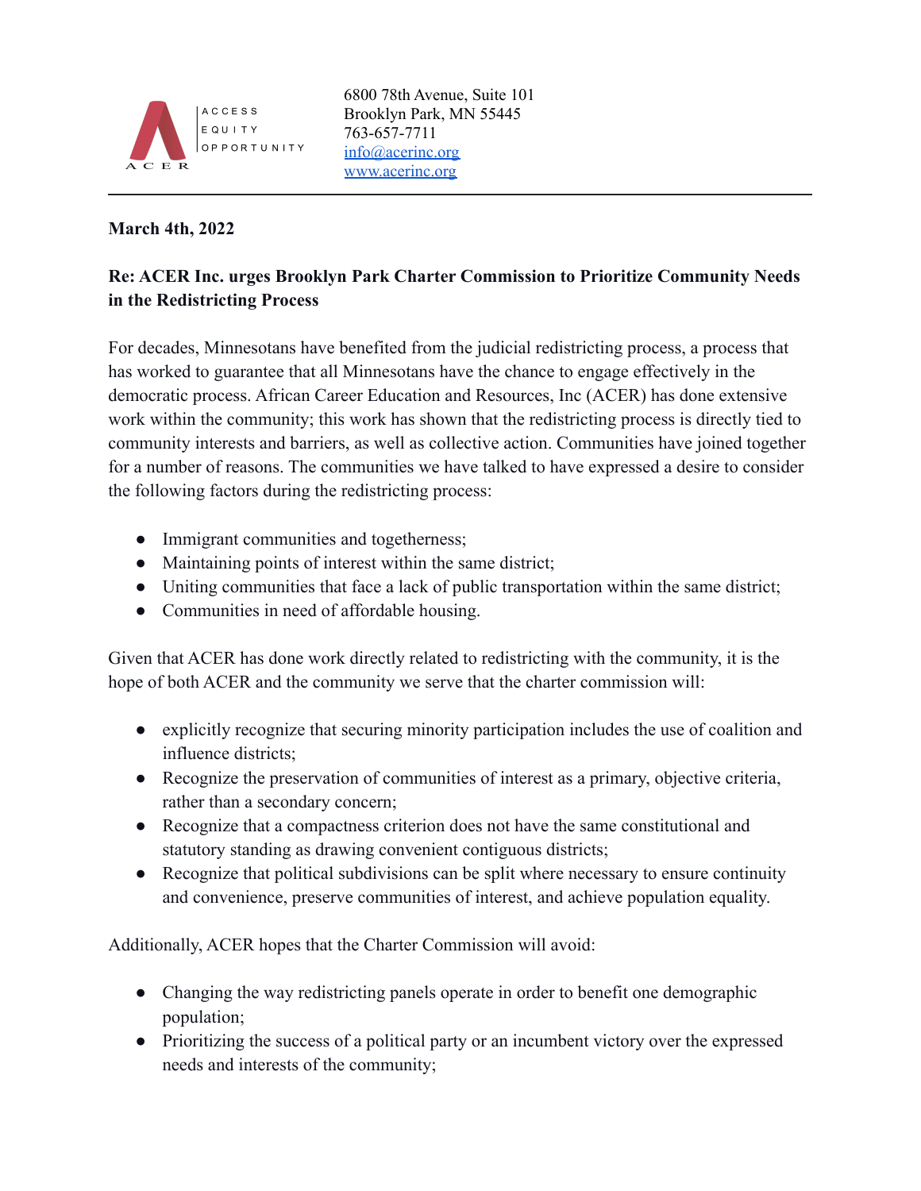ACCESS
EQUITY
OPPORTUNITY

ACER

6800 78th Avenue, Suite 101
Brooklyn Park, MN 55445
763-657-7711
info@acerinc.org
www.acerinc.org

---

**March 4th, 2022**

**Re: ACER Inc. urges Brooklyn Park Charter Commission to Prioritize Community Needs in the Redistricting Process**

For decades, Minnesotans have benefited from the judicial redistricting process, a process that has worked to guarantee that all Minnesotans have the chance to engage effectively in the democratic process. African Career Education and Resources, Inc (ACER) has done extensive work within the community; this work has shown that the redistricting process is directly tied to community interests and barriers, as well as collective action. Communities have joined together for a number of reasons. The communities we have talked to have expressed a desire to consider the following factors during the redistricting process:

- Immigrant communities and togetherness;
- Maintaining points of interest within the same district;
- Uniting communities that face a lack of public transportation within the same district;
- Communities in need of affordable housing.

Given that ACER has done work directly related to redistricting with the community, it is the hope of both ACER and the community we serve that the charter commission will:

- explicitly recognize that securing minority participation includes the use of coalition and influence districts;
- Recognize the preservation of communities of interest as a primary, objective criteria, rather than a secondary concern;
- Recognize that a compactness criterion does not have the same constitutional and statutory standing as drawing convenient contiguous districts;
- Recognize that political subdivisions can be split where necessary to ensure continuity and convenience, preserve communities of interest, and achieve population equality.

Additionally, ACER hopes that the Charter Commission will avoid:

- Changing the way redistricting panels operate in order to benefit one demographic population;
- Prioritizing the success of a political party or an incumbent victory over the expressed needs and interests of the community;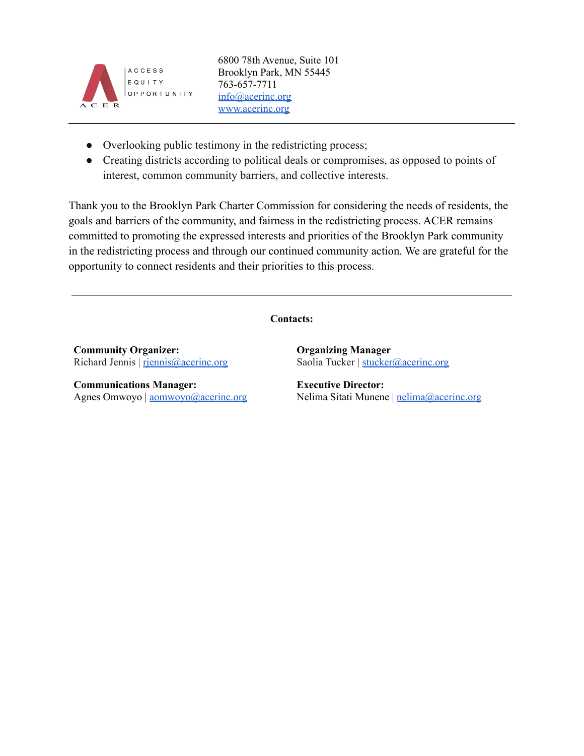ACCESS
EQUITY
OPPORTUNITY
ACER

6800 78th Avenue, Suite 101
Brooklyn Park, MN 55445
763-657-7711
info@acerinc.org
www.acerinc.org

---

- Overlooking public testimony in the redistricting process;
- Creating districts according to political deals or compromises, as opposed to points of interest, common community barriers, and collective interests.

Thank you to the Brooklyn Park Charter Commission for considering the needs of residents, the goals and barriers of the community, and fairness in the redistricting process. ACER remains committed to promoting the expressed interests and priorities of the Brooklyn Park community in the redistricting process and through our continued community action. We are grateful for the opportunity to connect residents and their priorities to this process.

---

**Contacts:**

**Community Organizer:**
Richard Jennis | rjennis@acerinc.org

**Organizing Manager**
Saolia Tucker | stucker@acerinc.org

**Communications Manager:**
Agnes Omwoyo | aomwoyo@acerinc.org

**Executive Director:**
Nelima Sitati Munene | nelima@acerinc.org